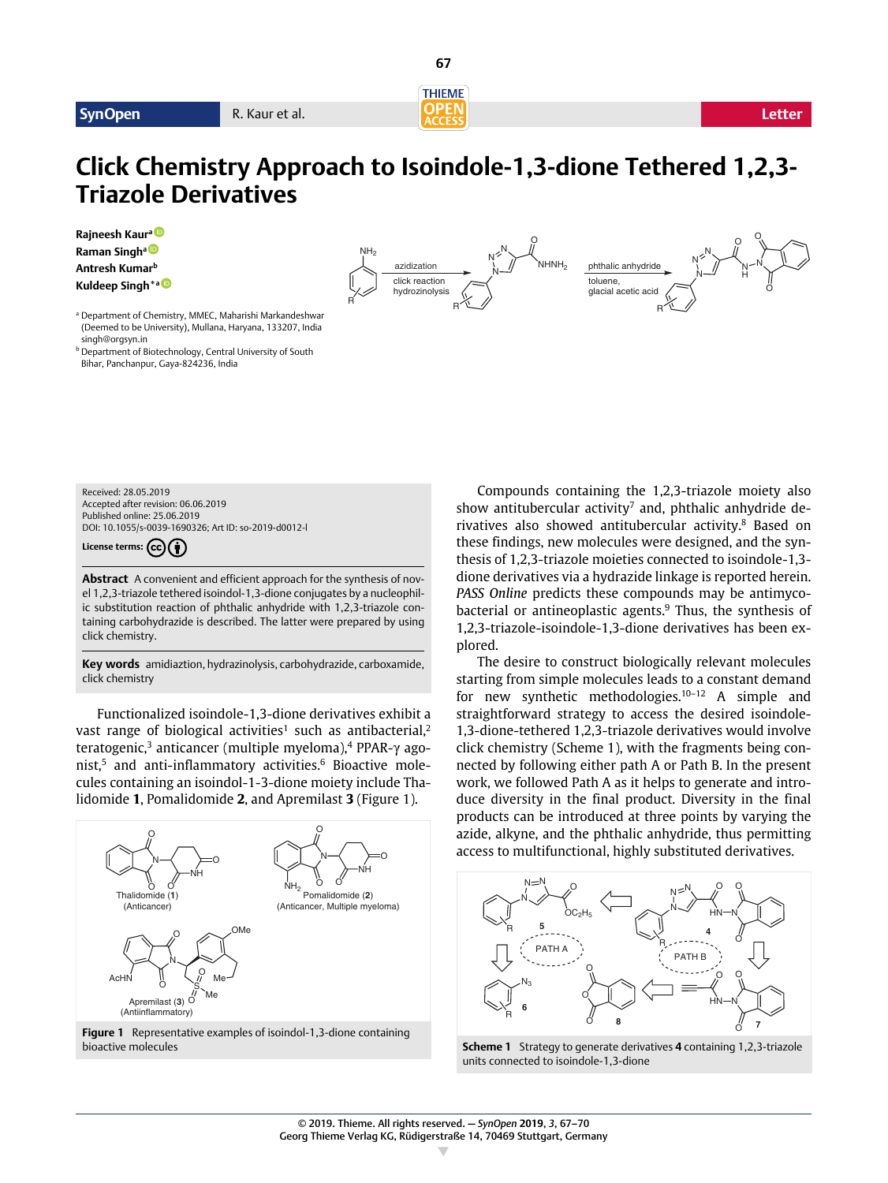# Click Chemistry Approach to Isoindole-1,3-dione Tethered 1,2,3-Triazole Derivatives

**Rajneesh Kaur**[a]
**Raman Singh**[a]
**Antresh Kumar**[b]
**Kuldeep Singh** *[a]

[a] Department of Chemistry, MMEC, Maharishi Markandeshwar (Deemed to be University), Mullana, Haryana, 133207, India
singh@orgsyn.in

[b] Department of Biotechnology, Central University of South Bihar, Panchanpur, Gaya-824236, India

Received: 28.05.2019
Accepted after revision: 06.06.2019
Published online: 25.06.2019
DOI: 10.1055/s-0039-1690326; Art ID: so-2019-d0012-l

License terms:

**Abstract** A convenient and efficient approach for the synthesis of novel 1,2,3-triazole tethered isoindol-1,3-dione conjugates by a nucleophilic substitution reaction of phthalic anhydride with 1,2,3-triazole containing carbohydrazide is described. The latter were prepared by using click chemistry.

**Key words** amidiaztion, hydrazinolysis, carbohydrazide, carboxamide, click chemistry

Functionalized isoindole-1,3-dione derivatives exhibit a vast range of biological activities[1] such as antibacterial,[2] teratogenic,[3] anticancer (multiple myeloma),[4] PPAR-γ agonist,[5] and anti-inflammatory activities.[6] Bioactive molecules containing an isoindol-1-3-dione moiety include Thalidomide **1**, Pomalidomide **2**, and Apremilast **3** (Figure 1).

**Figure 1** Representative examples of isoindol-1,3-dione containing bioactive molecules

Compounds containing the 1,2,3-triazole moiety also show antitubercular activity[7] and, phthalic anhydride derivatives also showed antitubercular activity.[8] Based on these findings, new molecules were designed, and the synthesis of 1,2,3-triazole moieties connected to isoindole-1,3-dione derivatives via a hydrazide linkage is reported herein. *PASS Online* predicts these compounds may be antimycobacterial or antineoplastic agents.[9] Thus, the synthesis of 1,2,3-triazole-isoindole-1,3-dione derivatives has been explored.

The desire to construct biologically relevant molecules starting from simple molecules leads to a constant demand for new synthetic methodologies.[10–12] A simple and straightforward strategy to access the desired isoindole-1,3-dione-tethered 1,2,3-triazole derivatives would involve click chemistry (Scheme 1), with the fragments being connected by following either path A or Path B. In the present work, we followed Path A as it helps to generate and introduce diversity in the final product. Diversity in the final products can be introduced at three points by varying the azide, alkyne, and the phthalic anhydride, thus permitting access to multifunctional, highly substituted derivatives.

**Scheme 1** Strategy to generate derivatives **4** containing 1,2,3-triazole units connected to isoindole-1,3-dione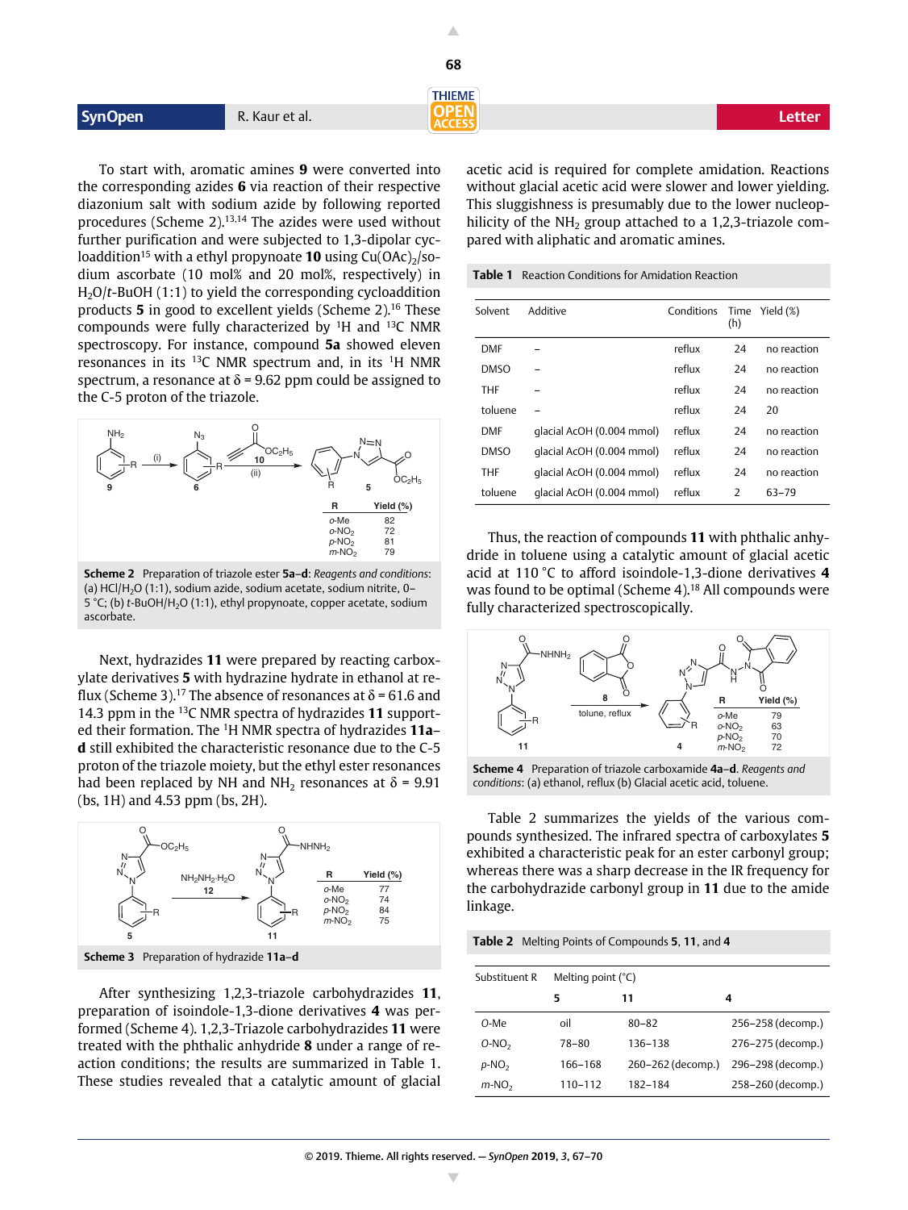To start with, aromatic amines **9** were converted into the corresponding azides **6** via reaction of their respective diazonium salt with sodium azide by following reported procedures (Scheme 2).[13,14] The azides were used without further purification and were subjected to 1,3-dipolar cycloaddition[15] with a ethyl propynoate **10** using $Cu(OAc)_2$/sodium ascorbate (10 mol% and 20 mol%, respectively) in $H_2O$/*t*-BuOH (1:1) to yield the corresponding cycloaddition products **5** in good to excellent yields (Scheme 2).[16] These compounds were fully characterized by $^{1}H$ and $^{13}C$ NMR spectroscopy. For instance, compound **5a** showed eleven resonances in its $^{13}C$ NMR spectrum and, in its $^{1}H$ NMR spectrum, a resonance at δ = 9.62 ppm could be assigned to the C-5 proton of the triazole.

| R | Yield (%) |
|---|---|
| *o*-Me | 82 |
| *o*-$NO_2$ | 72 |
| *p*-$NO_2$ | 81 |
| *m*-$NO_2$ | 79 |

**Scheme 2** Preparation of triazole ester **5a–d**: *Reagents and conditions*: (a) HCl/$H_2O$ (1:1), sodium azide, sodium acetate, sodium nitrite, 0–5 °C; (b) *t*-BuOH/$H_2O$ (1:1), ethyl propynoate, copper acetate, sodium ascorbate.

Next, hydrazides **11** were prepared by reacting carboxylate derivatives **5** with hydrazine hydrate in ethanol at reflux (Scheme 3).[17] The absence of resonances at δ = 61.6 and 14.3 ppm in the $^{13}C$ NMR spectra of hydrazides **11** supported their formation. The $^{1}H$ NMR spectra of hydrazides **11a–d** still exhibited the characteristic resonance due to the C-5 proton of the triazole moiety, but the ethyl ester resonances had been replaced by NH and $NH_2$ resonances at δ = 9.91 (bs, 1H) and 4.53 ppm (bs, 2H).

| R | Yield (%) |
|---|---|
| *o*-Me | 77 |
| *o*-$NO_2$ | 74 |
| *p*-$NO_2$ | 84 |
| *m*-$NO_2$ | 75 |

**Scheme 3** Preparation of hydrazide **11a–d**

After synthesizing 1,2,3-triazole carbohydrazides **11**, preparation of isoindole-1,3-dione derivatives **4** was performed (Scheme 4). 1,2,3-Triazole carbohydrazides **11** were treated with the phthalic anhydride **8** under a range of reaction conditions; the results are summarized in Table 1. These studies revealed that a catalytic amount of glacial acetic acid is required for complete amidation. Reactions without glacial acetic acid were slower and lower yielding. This sluggishness is presumably due to the lower nucleophilicity of the $NH_2$ group attached to a 1,2,3-triazole compared with aliphatic and aromatic amines.

**Table 1** Reaction Conditions for Amidation Reaction

| Solvent | Additive | Conditions | Time (h) | Yield (%) |
|---|---|---|---|---|
| DMF | – | reflux | 24 | no reaction |
| DMSO | – | reflux | 24 | no reaction |
| THF | – | reflux | 24 | no reaction |
| toluene | – | reflux | 24 | 20 |
| DMF | glacial AcOH (0.004 mmol) | reflux | 24 | no reaction |
| DMSO | glacial AcOH (0.004 mmol) | reflux | 24 | no reaction |
| THF | glacial AcOH (0.004 mmol) | reflux | 24 | no reaction |
| toluene | glacial AcOH (0.004 mmol) | reflux | 2 | 63–79 |

Thus, the reaction of compounds **11** with phthalic anhydride in toluene using a catalytic amount of glacial acetic acid at 110 °C to afford isoindole-1,3-dione derivatives **4** was found to be optimal (Scheme 4).[18] All compounds were fully characterized spectroscopically.

| R | Yield (%) |
|---|---|
| *o*-Me | 79 |
| *o*-$NO_2$ | 63 |
| *p*-$NO_2$ | 70 |
| *m*-$NO_2$ | 72 |

**Scheme 4** Preparation of triazole carboxamide **4a–d**. *Reagents and conditions*: (a) ethanol, reflux (b) Glacial acetic acid, toluene.

Table 2 summarizes the yields of the various compounds synthesized. The infrared spectra of carboxylates **5** exhibited a characteristic peak for an ester carbonyl group; whereas there was a sharp decrease in the IR frequency for the carbohydrazide carbonyl group in **11** due to the amide linkage.

**Table 2** Melting Points of Compounds **5**, **11**, and **4**

| Substituent R | Melting point (°C) | | |
|---|---|---|---|
| | **5** | **11** | **4** |
| O-Me | oil | 80–82 | 256–258 (decomp.) |
| O-$NO_2$ | 78–80 | 136–138 | 276–275 (decomp.) |
| *p*-$NO_2$ | 166–168 | 260–262 (decomp.) | 296–298 (decomp.) |
| *m*-$NO_2$ | 110–112 | 182–184 | 258–260 (decomp.) |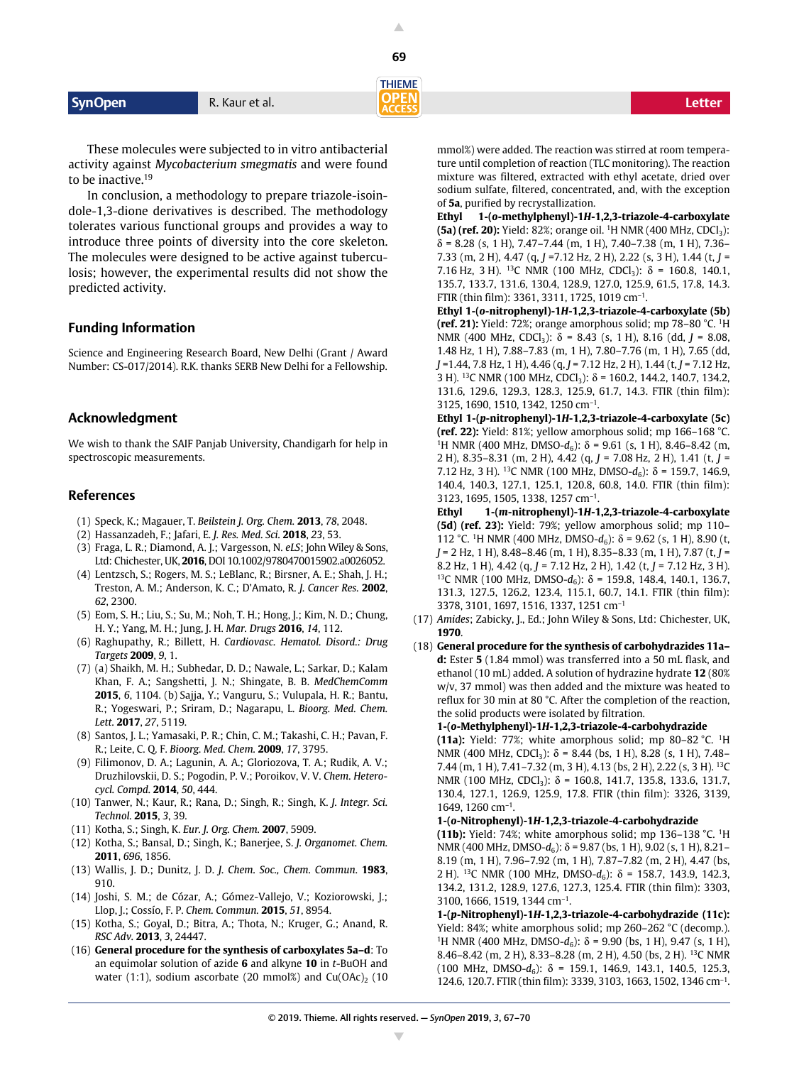These molecules were subjected to in vitro antibacterial activity against *Mycobacterium smegmatis* and were found to be inactive.[19]

In conclusion, a methodology to prepare triazole-isoindole-1,3-dione derivatives is described. The methodology tolerates various functional groups and provides a way to introduce three points of diversity into the core skeleton. The molecules were designed to be active against tuberculosis; however, the experimental results did not show the predicted activity.

## Funding Information

Science and Engineering Research Board, New Delhi (Grant / Award Number: CS-017/2014). R.K. thanks SERB New Delhi for a Fellowship.

## Acknowledgment

We wish to thank the SAIF Panjab University, Chandigarh for help in spectroscopic measurements.

## References

(1) Speck, K.; Magauer, T. *Beilstein J. Org. Chem.* **2013**, *78*, 2048.

(2) Hassanzadeh, F.; Jafari, E. *J. Res. Med. Sci.* **2018**, *23*, 53.

(3) Fraga, L. R.; Diamond, A. J.; Vargesson, N. *eLS*; John Wiley & Sons, Ltd: Chichester, UK, **2016**, DOI 10.1002/9780470015902.a0026052.

(4) Lentzsch, S.; Rogers, M. S.; LeBlanc, R.; Birsner, A. E.; Shah, J. H.; Treston, A. M.; Anderson, K. C.; D'Amato, R. *J. Cancer Res.* **2002**, *62*, 2300.

(5) Eom, S. H.; Liu, S.; Su, M.; Noh, T. H.; Hong, J.; Kim, N. D.; Chung, H. Y.; Yang, M. H.; Jung, J. H. *Mar. Drugs* **2016**, *14*, 112.

(6) Raghupathy, R.; Billett, H. *Cardiovasc. Hematol. Disord.: Drug Targets* **2009**, *9*, 1.

(7) (a) Shaikh, M. H.; Subhedar, D. D.; Nawale, L.; Sarkar, D.; Kalam Khan, F. A.; Sangshetti, J. N.; Shingate, B. B. *MedChemComm* **2015**, *6*, 1104. (b) Sajja, Y.; Vanguru, S.; Vulupala, H. R.; Bantu, R.; Yogeswari, P.; Sriram, D.; Nagarapu, L. *Bioorg. Med. Chem. Lett.* **2017**, *27*, 5119.

(8) Santos, J. L.; Yamasaki, P. R.; Chin, C. M.; Takashi, C. H.; Pavan, F. R.; Leite, C. Q. F. *Bioorg. Med. Chem.* **2009**, *17*, 3795.

(9) Filimonov, D. A.; Lagunin, A. A.; Gloriozova, T. A.; Rudik, A. V.; Druzhilovskii, D. S.; Pogodin, P. V.; Poroikov, V. V. *Chem. Heterocycl. Compd.* **2014**, *50*, 444.

(10) Tanwer, N.; Kaur, R.; Rana, D.; Singh, R.; Singh, K. *J. Integr. Sci. Technol.* **2015**, *3*, 39.

(11) Kotha, S.; Singh, K. *Eur. J. Org. Chem.* **2007**, 5909.

(12) Kotha, S.; Bansal, D.; Singh, K.; Banerjee, S. *J. Organomet. Chem.* **2011**, *696*, 1856.

(13) Wallis, J. D.; Dunitz, J. D. *J. Chem. Soc., Chem. Commun.* **1983**, 910.

(14) Joshi, S. M.; de Cózar, A.; Gómez-Vallejo, V.; Koziorowski, J.; Llop, J.; Cossío, F. P. *Chem. Commun.* **2015**, *51*, 8954.

(15) Kotha, S.; Goyal, D.; Bitra, A.; Thota, N.; Kruger, G.; Anand, R. *RSC Adv.* **2013**, *3*, 24447.

(16) **General procedure for the synthesis of carboxylates 5a–d**: To an equimolar solution of azide **6** and alkyne **10** in *t*-BuOH and water (1:1), sodium ascorbate (20 mmol%) and $Cu(OAc)_2$ (10 mmol%) were added. The reaction was stirred at room temperature until completion of reaction (TLC monitoring). The reaction mixture was filtered, extracted with ethyl acetate, dried over sodium sulfate, filtered, concentrated, and, with the exception of **5a**, purified by recrystallization.

**Ethyl 1-(*o*-methylphenyl)-1*H*-1,2,3-triazole-4-carboxylate (5a) (ref. 20):** Yield: 82%; orange oil. $^1$H NMR (400 MHz, $CDCl_3$): δ = 8.28 (s, 1 H), 7.47–7.44 (m, 1 H), 7.40–7.38 (m, 1 H), 7.36–7.33 (m, 2 H), 4.47 (q, *J* =7.12 Hz, 2 H), 2.22 (s, 3 H), 1.44 (t, *J* = 7.16 Hz, 3 H). $^{13}$C NMR (100 MHz, $CDCl_3$): δ = 160.8, 140.1, 135.7, 133.7, 131.6, 130.4, 128.9, 127.0, 125.9, 61.5, 17.8, 14.3. FTIR (thin film): 3361, 3311, 1725, 1019 cm$^{-1}$.

**Ethyl 1-(*o*-nitrophenyl)-1*H*-1,2,3-triazole-4-carboxylate (5b) (ref. 21):** Yield: 72%; orange amorphous solid; mp 78–80 °C. $^1$H NMR (400 MHz, $CDCl_3$): δ = 8.43 (s, 1 H), 8.16 (dd, *J* = 8.08, 1.48 Hz, 1 H), 7.88–7.83 (m, 1 H), 7.80–7.76 (m, 1 H), 7.65 (dd, *J* =1.44, 7.8 Hz, 1 H), 4.46 (q, *J* = 7.12 Hz, 2 H), 1.44 (t, *J* = 7.12 Hz, 3 H). $^{13}$C NMR (100 MHz, $CDCl_3$): δ = 160.2, 144.2, 140.7, 134.2, 131.6, 129.6, 129.3, 128.3, 125.9, 61.7, 14.3. FTIR (thin film): 3125, 1690, 1510, 1342, 1250 cm$^{-1}$.

**Ethyl 1-(*p*-nitrophenyl)-1*H*-1,2,3-triazole-4-carboxylate (5c) (ref. 22):** Yield: 81%; yellow amorphous solid; mp 166–168 °C. $^1$H NMR (400 MHz, DMSO-$d_6$): δ = 9.61 (s, 1 H), 8.46–8.42 (m, 2 H), 8.35–8.31 (m, 2 H), 4.42 (q, *J* = 7.08 Hz, 2 H), 1.41 (t, *J* = 7.12 Hz, 3 H). $^{13}$C NMR (100 MHz, DMSO-$d_6$): δ = 159.7, 146.9, 140.4, 140.3, 127.1, 125.1, 120.8, 60.8, 14.0. FTIR (thin film): 3123, 1695, 1505, 1338, 1257 cm$^{-1}$.

**Ethyl 1-(*m*-nitrophenyl)-1*H*-1,2,3-triazole-4-carboxylate (5d) (ref. 23):** Yield: 79%; yellow amorphous solid; mp 110–112 °C. $^1$H NMR (400 MHz, DMSO-$d_6$): δ = 9.62 (s, 1 H), 8.90 (t, *J* = 2 Hz, 1 H), 8.48–8.46 (m, 1 H), 8.35–8.33 (m, 1 H), 7.87 (t, *J* = 8.2 Hz, 1 H), 4.42 (q, *J* = 7.12 Hz, 2 H), 1.42 (t, *J* = 7.12 Hz, 3 H). $^{13}$C NMR (100 MHz, DMSO-$d_6$): δ = 159.8, 148.4, 140.1, 136.7, 131.3, 127.5, 126.2, 123.4, 115.1, 60.7, 14.1. FTIR (thin film): 3378, 3101, 1697, 1516, 1337, 1251 cm$^{-1}$

(17) *Amides*; Zabicky, J., Ed.; John Wiley & Sons, Ltd: Chichester, UK, **1970**.

(18) **General procedure for the synthesis of carbohydrazides 11a–d:** Ester **5** (1.84 mmol) was transferred into a 50 mL flask, and ethanol (10 mL) added. A solution of hydrazine hydrate **12** (80% w/v, 37 mmol) was then added and the mixture was heated to reflux for 30 min at 80 °C. After the completion of the reaction, the solid products were isolated by filtration.

**1-(*o*-Methylphenyl)-1*H*-1,2,3-triazole-4-carbohydrazide (11a):** Yield: 77%; white amorphous solid; mp 80–82 °C. $^1$H NMR (400 MHz, $CDCl_3$): δ = 8.44 (bs, 1 H), 8.28 (s, 1 H), 7.48–7.44 (m, 1 H), 7.41–7.32 (m, 3 H), 4.13 (bs, 2 H), 2.22 (s, 3 H). $^{13}$C NMR (100 MHz, $CDCl_3$): δ = 160.8, 141.7, 135.8, 133.6, 131.7, 130.4, 127.1, 126.9, 125.9, 17.8. FTIR (thin film): 3326, 3139, 1649, 1260 cm$^{-1}$.

**1-(*o*-Nitrophenyl)-1*H*-1,2,3-triazole-4-carbohydrazide (11b):** Yield: 74%; white amorphous solid; mp 136–138 °C. $^1$H NMR (400 MHz, DMSO-$d_6$): δ = 9.87 (bs, 1 H), 9.02 (s, 1 H), 8.21–8.19 (m, 1 H), 7.96–7.92 (m, 1 H), 7.87–7.82 (m, 2 H), 4.47 (bs, 2 H). $^{13}$C NMR (100 MHz, DMSO-$d_6$): δ = 158.7, 143.9, 142.3, 134.2, 131.2, 128.9, 127.6, 127.3, 125.4. FTIR (thin film): 3303, 3100, 1666, 1519, 1344 cm$^{-1}$.

**1-(*p*-Nitrophenyl)-1*H*-1,2,3-triazole-4-carbohydrazide (11c):** Yield: 84%; white amorphous solid; mp 260–262 °C (decomp.). $^1$H NMR (400 MHz, DMSO-$d_6$): δ = 9.90 (bs, 1 H), 9.47 (s, 1 H), 8.46–8.42 (m, 2 H), 8.33–8.28 (m, 2 H), 4.50 (bs, 2 H). $^{13}$C NMR (100 MHz, DMSO-$d_6$): δ = 159.1, 146.9, 143.1, 140.5, 125.3, 124.6, 120.7. FTIR (thin film): 3339, 3103, 1663, 1502, 1346 cm$^{-1}$.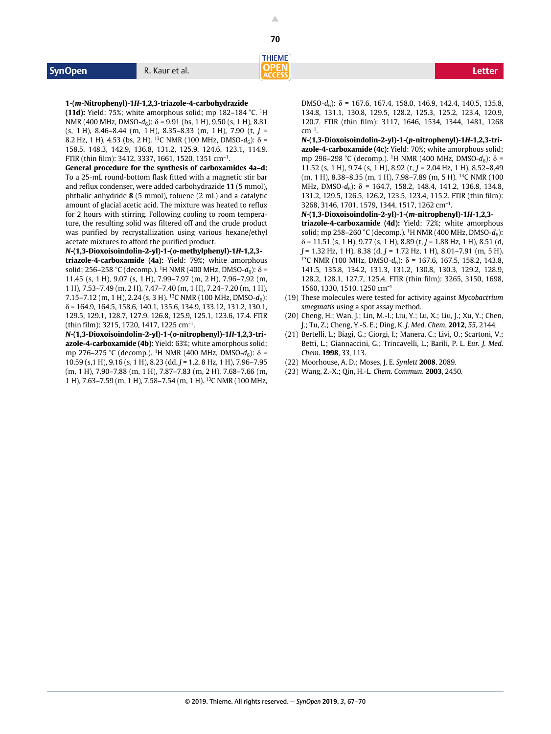**1-(*m*-Nitrophenyl)-1*H*-1,2,3-triazole-4-carbohydrazide (11d):** Yield: 75%; white amorphous solid; mp 182–184 °C. $^{1}$H NMR (400 MHz, DMSO-$d_6$): δ = 9.91 (bs, 1 H), 9.50 (s, 1 H), 8.81 (s, 1 H), 8.46–8.44 (m, 1 H), 8.35–8.33 (m, 1 H), 7.90 (t, $J$ = 8.2 Hz, 1 H), 4.53 (bs, 2 H). $^{13}$C NMR (100 MHz, DMSO-$d_6$): δ = 158.5, 148.3, 142.9, 136.8, 131.2, 125.9, 124.6, 123.1, 114.9. FTIR (thin film): 3412, 3337, 1661, 1520, 1351 cm$^{-1}$.

**General procedure for the synthesis of carboxamides 4a–d:** To a 25-mL round-bottom flask fitted with a magnetic stir bar and reflux condenser, were added carbohydrazide **11** (5 mmol), phthalic anhydride **8** (5 mmol), toluene (2 mL) and a catalytic amount of glacial acetic acid. The mixture was heated to reflux for 2 hours with stirring. Following cooling to room temperature, the resulting solid was filtered off and the crude product was purified by recrystallization using various hexane/ethyl acetate mixtures to afford the purified product.

***N*-(1,3-Dioxoisoindolin-2-yl)-1-(*o*-methylphenyl)-1*H*-1,2,3-triazole-4-carboxamide (4a):** Yield: 79%; white amorphous solid; 256–258 °C (decomp.). $^{1}$H NMR (400 MHz, DMSO-$d_6$): δ = 11.45 (s, 1 H), 9.07 (s, 1 H), 7.99–7.97 (m, 2 H), 7.96–7.92 (m, 1 H), 7.53–7.49 (m, 2 H), 7.47–7.40 (m, 1 H), 7.24–7.20 (m, 1 H), 7.15–7.12 (m, 1 H), 2.24 (s, 3 H). $^{13}$C NMR (100 MHz, DMSO-$d_6$): δ = 164.9, 164.5, 158.6, 140.1, 135.6, 134.9, 133.12, 131.2, 130.1, 129.5, 129.1, 128.7, 127.9, 126.8, 125.9, 125.1, 123.6, 17.4. FTIR (thin film): 3215, 1720, 1417, 1225 cm$^{-1}$.

***N*-(1,3-Dioxoisoindolin-2-yl)-1-(*o*-nitrophenyl)-1*H*-1,2,3-triazole-4-carboxamide (4b):** Yield: 63%; white amorphous solid; mp 276–275 °C (decomp.). $^{1}$H NMR (400 MHz, DMSO-$d_6$): δ = 10.59 (s,1 H), 9.16 (s, 1 H), 8.23 (dd, $J$ = 1.2, 8 Hz, 1 H), 7.96–7.95 (m, 1 H), 7.90–7.88 (m, 1 H), 7.87–7.83 (m, 2 H), 7.68–7.66 (m, 1 H), 7.63–7.59 (m, 1 H), 7.58–7.54 (m, 1 H). $^{13}$C NMR (100 MHz, DMSO-$d_6$): δ = 167.6, 167.4, 158.0, 146.9, 142.4, 140.5, 135.8, 134.8, 131.1, 130.8, 129.5, 128.2, 125.3, 125.2, 123.4, 120.9, 120.7. FTIR (thin film): 3117, 1646, 1534, 1344, 1481, 1268 cm$^{-1}$.

***N*-(1,3-Dioxoisoindolin-2-yl)-1-(*p*-nitrophenyl)-1*H*-1,2,3-triazole-4-carboxamide (4c):** Yield: 70%; white amorphous solid; mp 296–298 °C (decomp.). $^{1}$H NMR (400 MHz, DMSO-$d_6$): δ = 11.52 (s, 1 H), 9.74 (s, 1 H), 8.92 (t, $J$ = 2.04 Hz, 1 H), 8.52–8.49 (m, 1 H), 8.38–8.35 (m, 1 H), 7.98–7.89 (m, 5 H). $^{13}$C NMR (100 MHz, DMSO-$d_6$): δ = 164.7, 158.2, 148.4, 141.2, 136.8, 134.8, 131.2, 129.5, 126.5, 126.2, 123.5, 123.4, 115.2. FTIR (thin film): 3268, 3146, 1701, 1579, 1344, 1517, 1262 cm$^{-1}$.

***N*-(1,3-Dioxoisoindolin-2-yl)-1-(*m*-nitrophenyl)-1*H*-1,2,3-triazole-4-carboxamide (4d):** Yield: 72%; white amorphous solid; mp 258–260 °C (decomp.). $^{1}$H NMR (400 MHz, DMSO-$d_6$): δ = 11.51 (s, 1 H), 9.77 (s, 1 H), 8.89 (t, $J$ = 1.88 Hz, 1 H), 8.51 (d, $J$ = 1.32 Hz, 1 H), 8.38 (d, $J$ = 1.72 Hz, 1 H), 8.01–7.91 (m, 5 H). $^{13}$C NMR (100 MHz, DMSO-$d_6$): δ = 167.6, 167.5, 158.2, 143.8, 141.5, 135.8, 134.2, 131.3, 131.2, 130.8, 130.3, 129.2, 128.9, 128.2, 128.1, 127.7, 125.4. FTIR (thin film): 3265, 3150, 1698, 1560, 1330, 1510, 1250 cm$^{-1}$

(19) These molecules were tested for activity against *Mycobactrium smegmatis* using a spot assay method.

(20) Cheng, H.; Wan, J.; Lin, M.-I.; Liu, Y.; Lu, X.; Liu, J.; Xu, Y.; Chen, J.; Tu, Z.; Cheng, Y.-S. E.; Ding, K. *J. Med. Chem.* **2012**, *55*, 2144.

(21) Bertelli, L.; Biagi, G.; Giorgi, I.; Manera, C.; Livi, O.; Scartoni, V.; Betti, L.; Giannaccini, G.; Trincavelli, L.; Barili, P. L. *Eur. J. Med. Chem.* **1998**, *33*, 113.

(22) Moorhouse, A. D.; Moses, J. E. *Synlett* **2008**, 2089.

(23) Wang, Z.-X.; Qin, H.-L. *Chem. Commun.* **2003**, 2450.

© 2019. Thieme. All rights reserved.